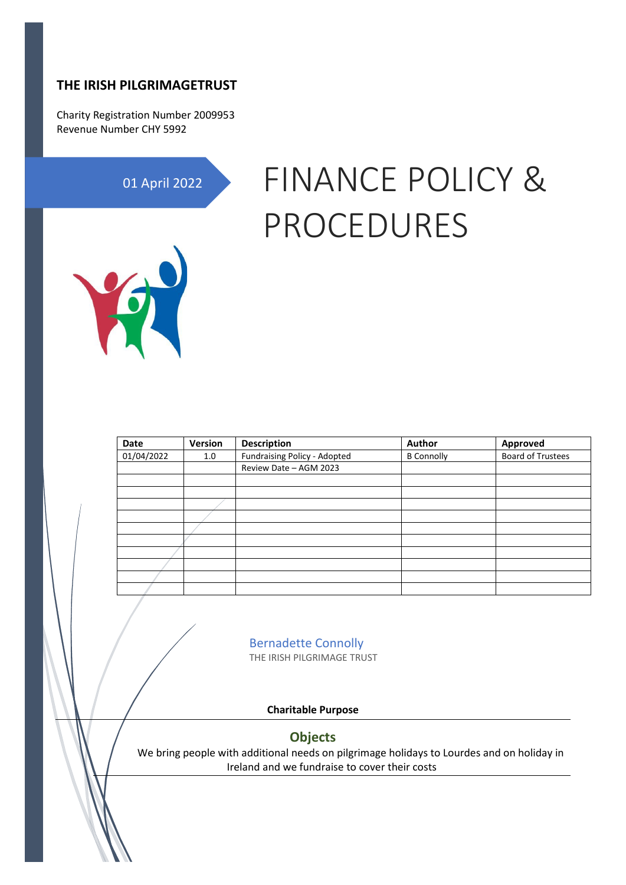**THE IRISH PILGRIMAGETRUST**

Charity Registration Number 2009953
Revenue Number CHY 5992

01 April 2022

# FINANCE POLICY & PROCEDURES

| Date | Version | Description | Author | Approved |
|---|---|---|---|---|
| 01/04/2022 | 1.0 | Fundraising Policy - Adopted | B Connolly | Board of Trustees |
| | | Review Date – AGM 2023 | | |
| | | | | |
| | | | | |
| | | | | |
| | | | | |
| | | | | |
| | | | | |
| | | | | |
| | | | | |
| | | | | |
| | | | | |

Bernadette Connolly
THE IRISH PILGRIMAGE TRUST

**Charitable Purpose**

## Objects

We bring people with additional needs on pilgrimage holidays to Lourdes and on holiday in Ireland and we fundraise to cover their costs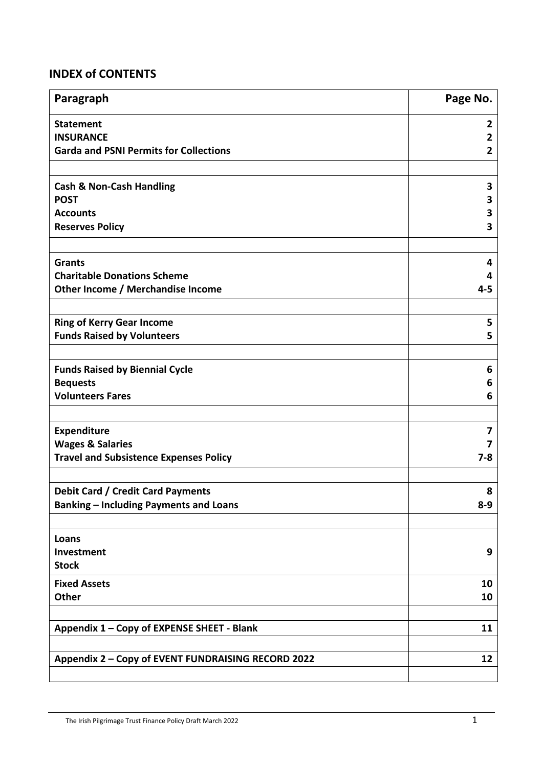## INDEX of CONTENTS

| Paragraph | Page No. |
|---|---|
| **Statement** | **2** |
| **INSURANCE** | **2** |
| **Garda and PSNI Permits for Collections** | **2** |
| | |
| **Cash & Non-Cash Handling** | **3** |
| **POST** | **3** |
| **Accounts** | **3** |
| **Reserves Policy** | **3** |
| | |
| **Grants** | **4** |
| **Charitable Donations Scheme** | **4** |
| **Other Income / Merchandise Income** | **4-5** |
| | |
| **Ring of Kerry Gear Income** | **5** |
| **Funds Raised by Volunteers** | **5** |
| | |
| **Funds Raised by Biennial Cycle** | **6** |
| **Bequests** | **6** |
| **Volunteers Fares** | **6** |
| | |
| **Expenditure** | **7** |
| **Wages & Salaries** | **7** |
| **Travel and Subsistence Expenses Policy** | **7-8** |
| | |
| **Debit Card / Credit Card Payments** | **8** |
| **Banking – Including Payments and Loans** | **8-9** |
| | |
| **Loans** | |
| **Investment** | **9** |
| **Stock** | |
| **Fixed Assets** | **10** |
| **Other** | **10** |
| | |
| **Appendix 1 – Copy of EXPENSE SHEET - Blank** | **11** |
| | |
| **Appendix 2 – Copy of EVENT FUNDRAISING RECORD 2022** | **12** |
| | |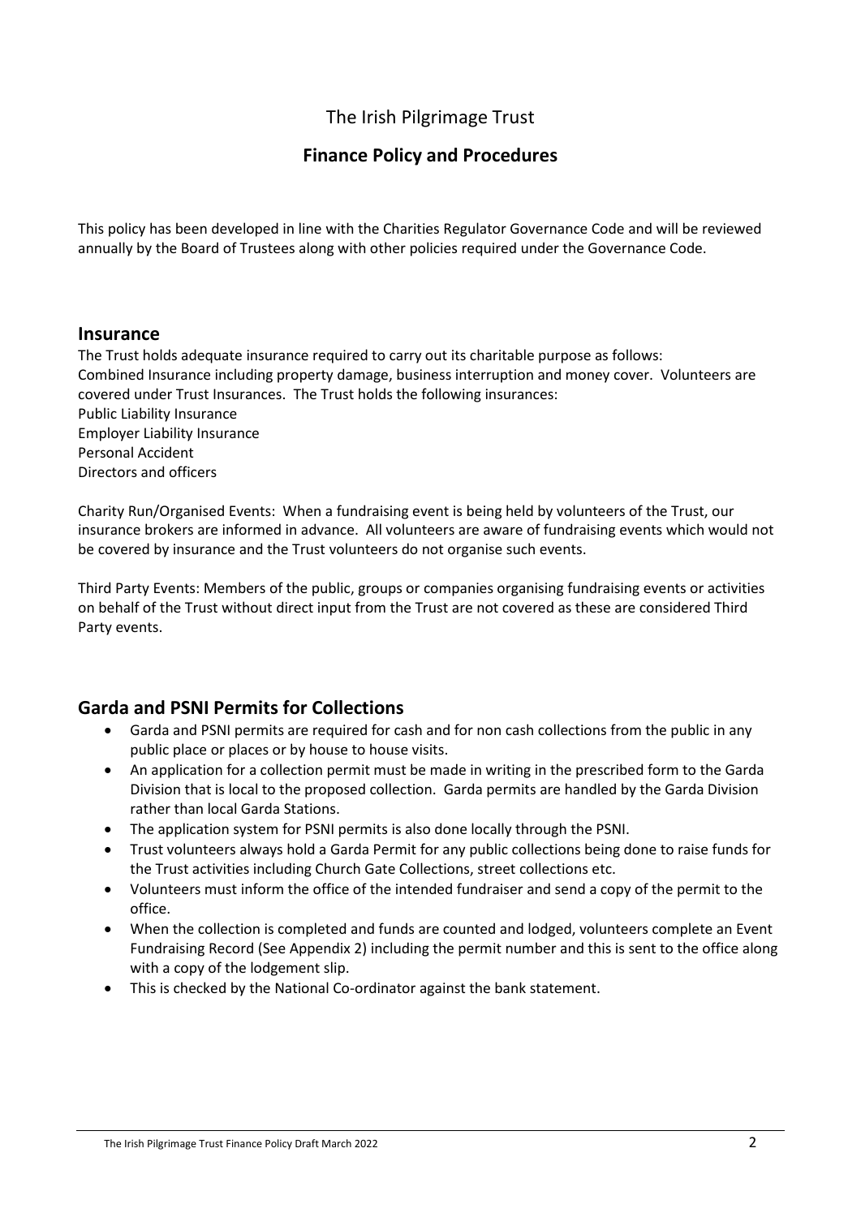# The Irish Pilgrimage Trust

## Finance Policy and Procedures

This policy has been developed in line with the Charities Regulator Governance Code and will be reviewed annually by the Board of Trustees along with other policies required under the Governance Code.

## Insurance

The Trust holds adequate insurance required to carry out its charitable purpose as follows:
Combined Insurance including property damage, business interruption and money cover. Volunteers are covered under Trust Insurances. The Trust holds the following insurances:
Public Liability Insurance
Employer Liability Insurance
Personal Accident
Directors and officers

Charity Run/Organised Events: When a fundraising event is being held by volunteers of the Trust, our insurance brokers are informed in advance. All volunteers are aware of fundraising events which would not be covered by insurance and the Trust volunteers do not organise such events.

Third Party Events: Members of the public, groups or companies organising fundraising events or activities on behalf of the Trust without direct input from the Trust are not covered as these are considered Third Party events.

## Garda and PSNI Permits for Collections

- Garda and PSNI permits are required for cash and for non cash collections from the public in any public place or places or by house to house visits.
- An application for a collection permit must be made in writing in the prescribed form to the Garda Division that is local to the proposed collection. Garda permits are handled by the Garda Division rather than local Garda Stations.
- The application system for PSNI permits is also done locally through the PSNI.
- Trust volunteers always hold a Garda Permit for any public collections being done to raise funds for the Trust activities including Church Gate Collections, street collections etc.
- Volunteers must inform the office of the intended fundraiser and send a copy of the permit to the office.
- When the collection is completed and funds are counted and lodged, volunteers complete an Event Fundraising Record (See Appendix 2) including the permit number and this is sent to the office along with a copy of the lodgement slip.
- This is checked by the National Co-ordinator against the bank statement.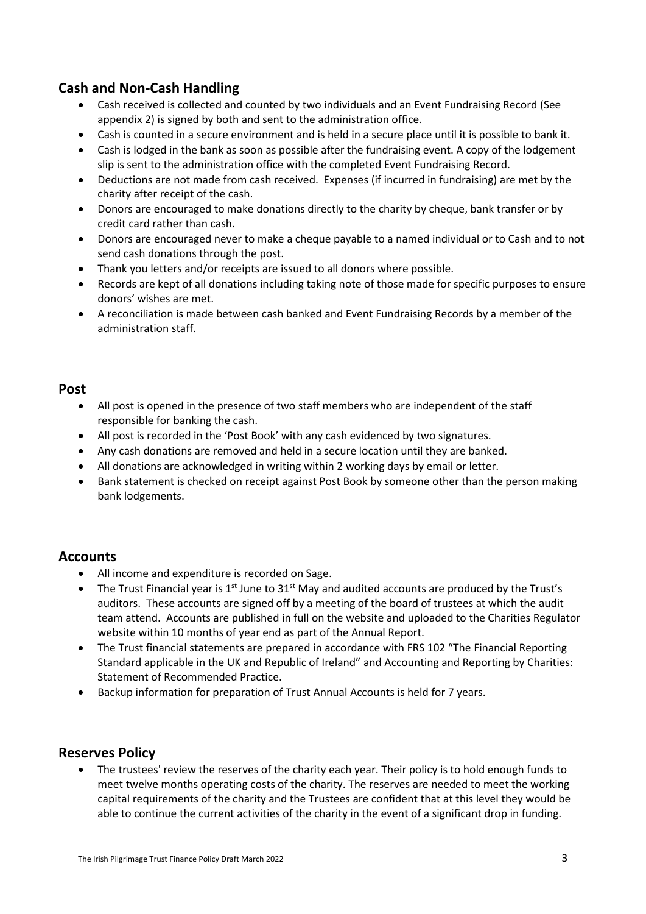## Cash and Non-Cash Handling

- Cash received is collected and counted by two individuals and an Event Fundraising Record (See appendix 2) is signed by both and sent to the administration office.
- Cash is counted in a secure environment and is held in a secure place until it is possible to bank it.
- Cash is lodged in the bank as soon as possible after the fundraising event. A copy of the lodgement slip is sent to the administration office with the completed Event Fundraising Record.
- Deductions are not made from cash received. Expenses (if incurred in fundraising) are met by the charity after receipt of the cash.
- Donors are encouraged to make donations directly to the charity by cheque, bank transfer or by credit card rather than cash.
- Donors are encouraged never to make a cheque payable to a named individual or to Cash and to not send cash donations through the post.
- Thank you letters and/or receipts are issued to all donors where possible.
- Records are kept of all donations including taking note of those made for specific purposes to ensure donors' wishes are met.
- A reconciliation is made between cash banked and Event Fundraising Records by a member of the administration staff.

## Post

- All post is opened in the presence of two staff members who are independent of the staff responsible for banking the cash.
- All post is recorded in the 'Post Book' with any cash evidenced by two signatures.
- Any cash donations are removed and held in a secure location until they are banked.
- All donations are acknowledged in writing within 2 working days by email or letter.
- Bank statement is checked on receipt against Post Book by someone other than the person making bank lodgements.

## Accounts

- All income and expenditure is recorded on Sage.
- The Trust Financial year is 1st June to 31st May and audited accounts are produced by the Trust's auditors. These accounts are signed off by a meeting of the board of trustees at which the audit team attend. Accounts are published in full on the website and uploaded to the Charities Regulator website within 10 months of year end as part of the Annual Report.
- The Trust financial statements are prepared in accordance with FRS 102 "The Financial Reporting Standard applicable in the UK and Republic of Ireland" and Accounting and Reporting by Charities: Statement of Recommended Practice.
- Backup information for preparation of Trust Annual Accounts is held for 7 years.

## Reserves Policy

- The trustees' review the reserves of the charity each year. Their policy is to hold enough funds to meet twelve months operating costs of the charity. The reserves are needed to meet the working capital requirements of the charity and the Trustees are confident that at this level they would be able to continue the current activities of the charity in the event of a significant drop in funding.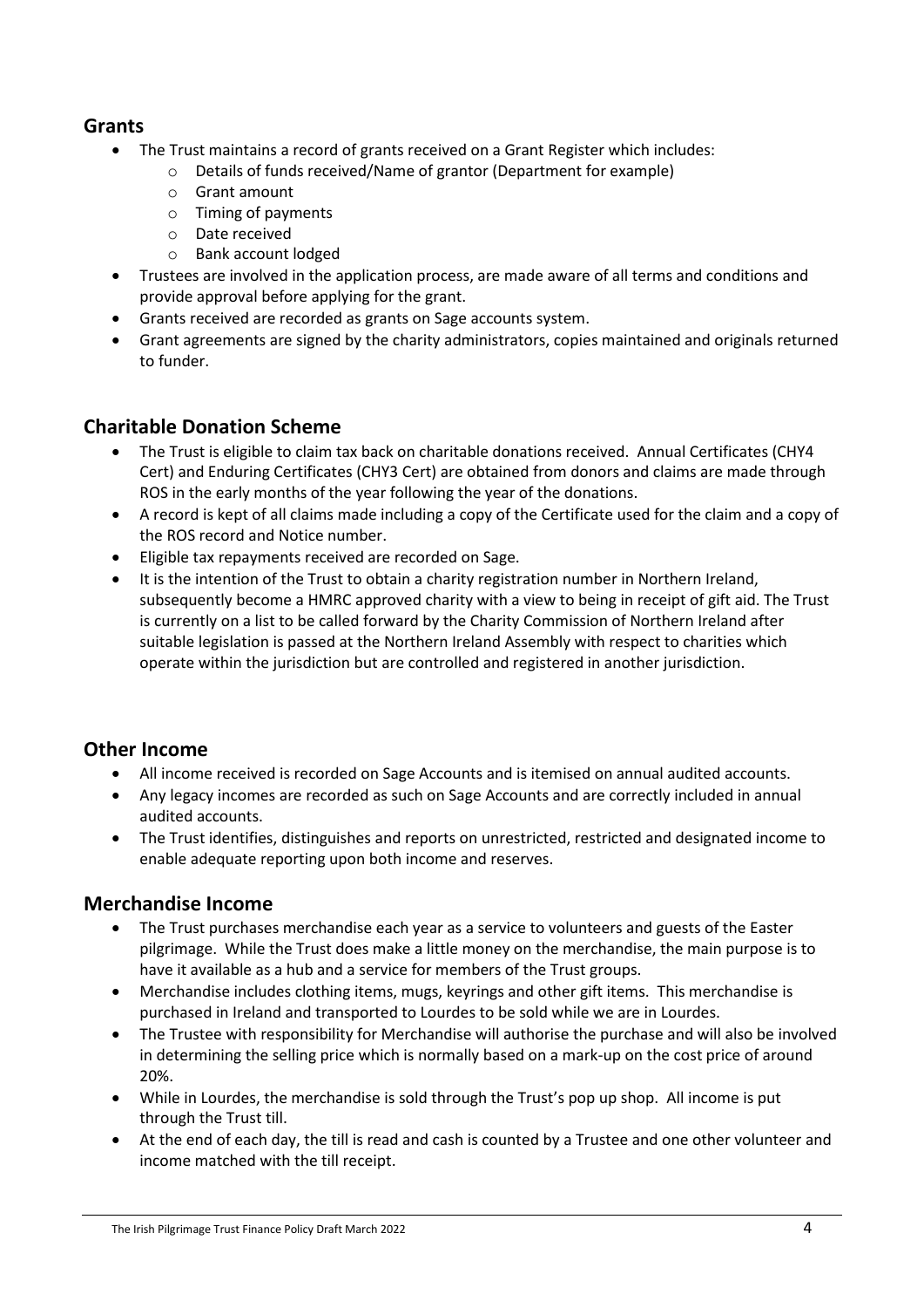## Grants

- The Trust maintains a record of grants received on a Grant Register which includes:
  - Details of funds received/Name of grantor (Department for example)
  - Grant amount
  - Timing of payments
  - Date received
  - Bank account lodged
- Trustees are involved in the application process, are made aware of all terms and conditions and provide approval before applying for the grant.
- Grants received are recorded as grants on Sage accounts system.
- Grant agreements are signed by the charity administrators, copies maintained and originals returned to funder.

## Charitable Donation Scheme

- The Trust is eligible to claim tax back on charitable donations received. Annual Certificates (CHY4 Cert) and Enduring Certificates (CHY3 Cert) are obtained from donors and claims are made through ROS in the early months of the year following the year of the donations.
- A record is kept of all claims made including a copy of the Certificate used for the claim and a copy of the ROS record and Notice number.
- Eligible tax repayments received are recorded on Sage.
- It is the intention of the Trust to obtain a charity registration number in Northern Ireland, subsequently become a HMRC approved charity with a view to being in receipt of gift aid. The Trust is currently on a list to be called forward by the Charity Commission of Northern Ireland after suitable legislation is passed at the Northern Ireland Assembly with respect to charities which operate within the jurisdiction but are controlled and registered in another jurisdiction.

## Other Income

- All income received is recorded on Sage Accounts and is itemised on annual audited accounts.
- Any legacy incomes are recorded as such on Sage Accounts and are correctly included in annual audited accounts.
- The Trust identifies, distinguishes and reports on unrestricted, restricted and designated income to enable adequate reporting upon both income and reserves.

## Merchandise Income

- The Trust purchases merchandise each year as a service to volunteers and guests of the Easter pilgrimage. While the Trust does make a little money on the merchandise, the main purpose is to have it available as a hub and a service for members of the Trust groups.
- Merchandise includes clothing items, mugs, keyrings and other gift items. This merchandise is purchased in Ireland and transported to Lourdes to be sold while we are in Lourdes.
- The Trustee with responsibility for Merchandise will authorise the purchase and will also be involved in determining the selling price which is normally based on a mark-up on the cost price of around 20%.
- While in Lourdes, the merchandise is sold through the Trust's pop up shop. All income is put through the Trust till.
- At the end of each day, the till is read and cash is counted by a Trustee and one other volunteer and income matched with the till receipt.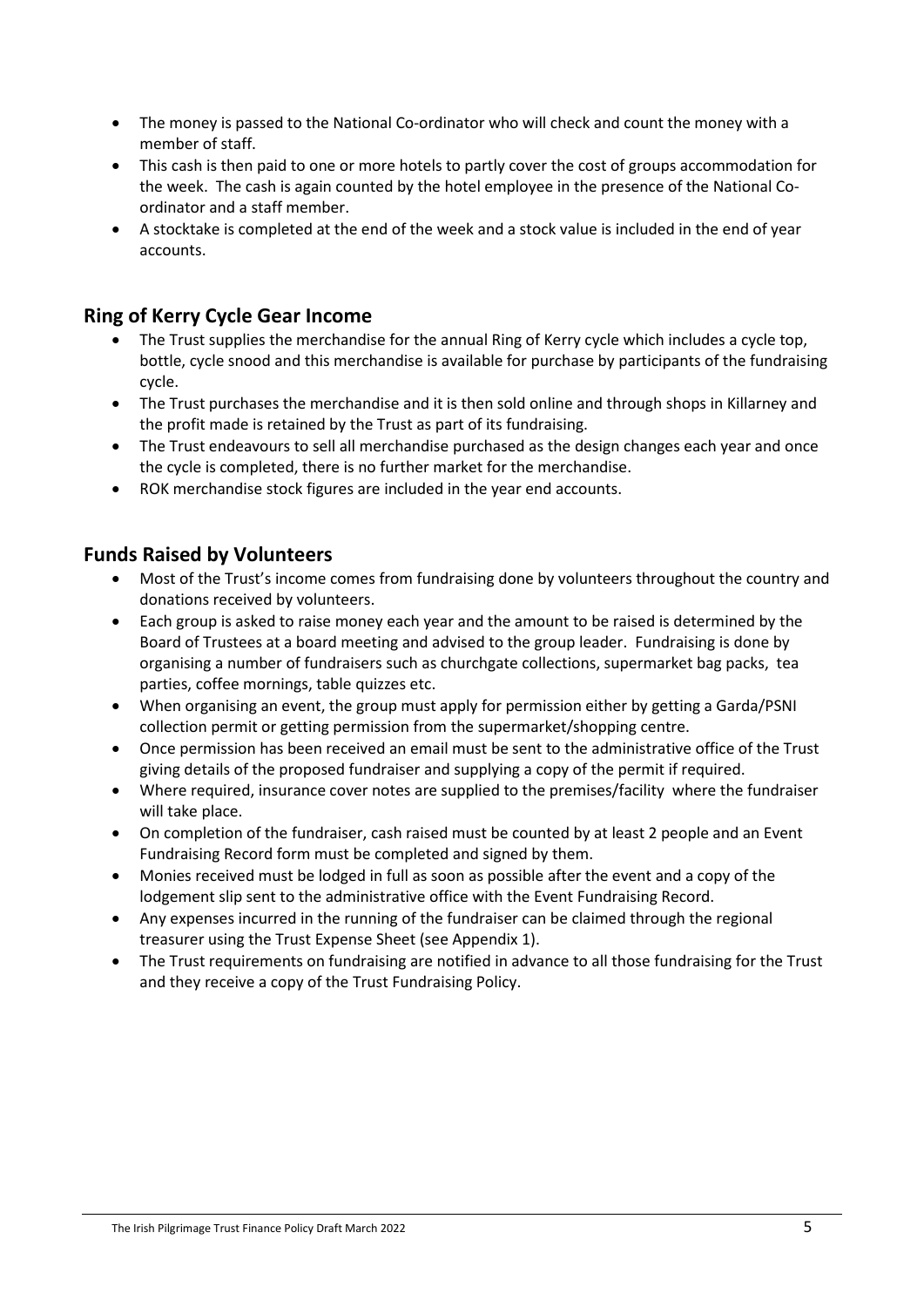- The money is passed to the National Co-ordinator who will check and count the money with a member of staff.
- This cash is then paid to one or more hotels to partly cover the cost of groups accommodation for the week. The cash is again counted by the hotel employee in the presence of the National Co-ordinator and a staff member.
- A stocktake is completed at the end of the week and a stock value is included in the end of year accounts.

## Ring of Kerry Cycle Gear Income

- The Trust supplies the merchandise for the annual Ring of Kerry cycle which includes a cycle top, bottle, cycle snood and this merchandise is available for purchase by participants of the fundraising cycle.
- The Trust purchases the merchandise and it is then sold online and through shops in Killarney and the profit made is retained by the Trust as part of its fundraising.
- The Trust endeavours to sell all merchandise purchased as the design changes each year and once the cycle is completed, there is no further market for the merchandise.
- ROK merchandise stock figures are included in the year end accounts.

## Funds Raised by Volunteers

- Most of the Trust's income comes from fundraising done by volunteers throughout the country and donations received by volunteers.
- Each group is asked to raise money each year and the amount to be raised is determined by the Board of Trustees at a board meeting and advised to the group leader. Fundraising is done by organising a number of fundraisers such as churchgate collections, supermarket bag packs, tea parties, coffee mornings, table quizzes etc.
- When organising an event, the group must apply for permission either by getting a Garda/PSNI collection permit or getting permission from the supermarket/shopping centre.
- Once permission has been received an email must be sent to the administrative office of the Trust giving details of the proposed fundraiser and supplying a copy of the permit if required.
- Where required, insurance cover notes are supplied to the premises/facility where the fundraiser will take place.
- On completion of the fundraiser, cash raised must be counted by at least 2 people and an Event Fundraising Record form must be completed and signed by them.
- Monies received must be lodged in full as soon as possible after the event and a copy of the lodgement slip sent to the administrative office with the Event Fundraising Record.
- Any expenses incurred in the running of the fundraiser can be claimed through the regional treasurer using the Trust Expense Sheet (see Appendix 1).
- The Trust requirements on fundraising are notified in advance to all those fundraising for the Trust and they receive a copy of the Trust Fundraising Policy.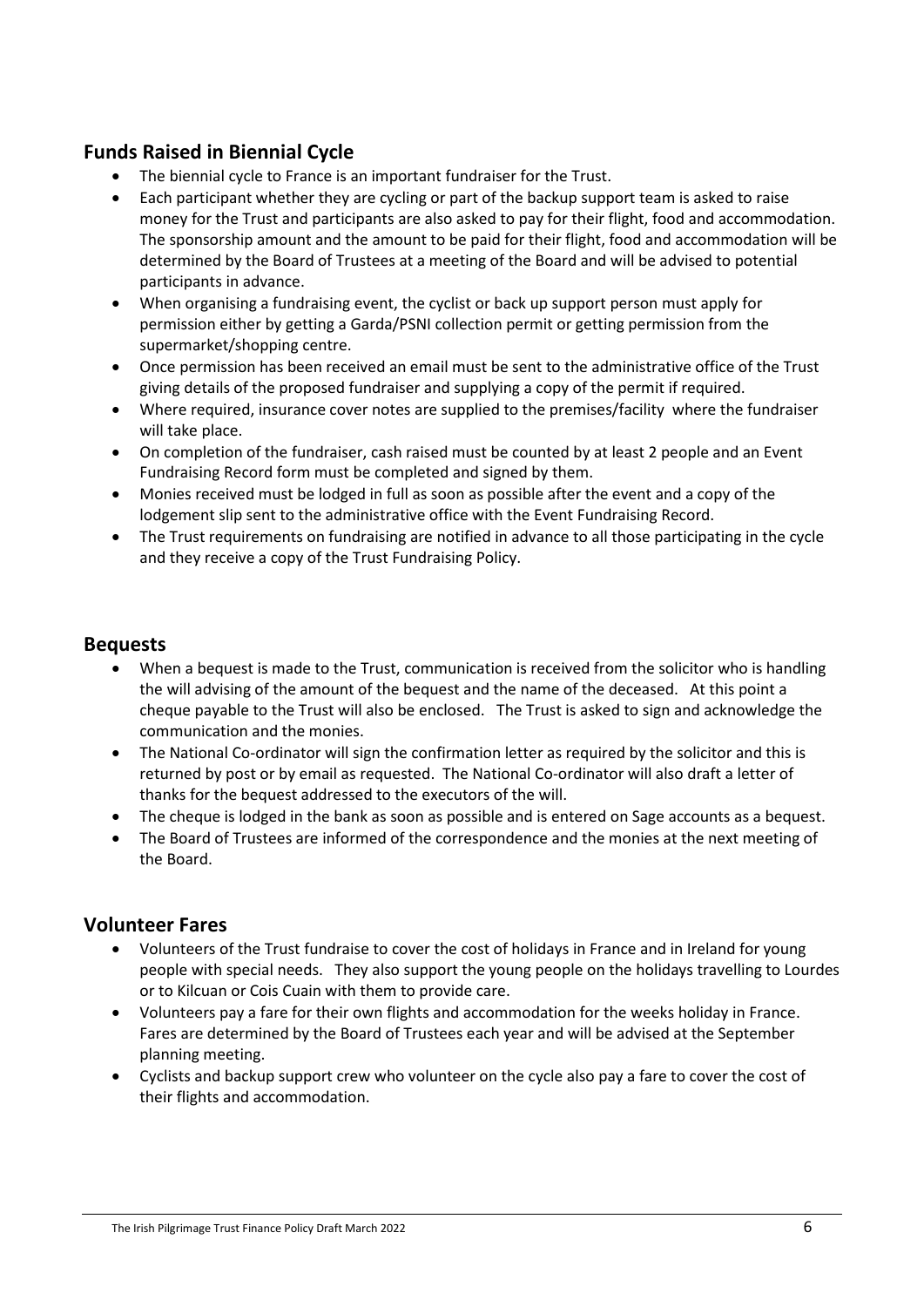## Funds Raised in Biennial Cycle

- The biennial cycle to France is an important fundraiser for the Trust.
- Each participant whether they are cycling or part of the backup support team is asked to raise money for the Trust and participants are also asked to pay for their flight, food and accommodation. The sponsorship amount and the amount to be paid for their flight, food and accommodation will be determined by the Board of Trustees at a meeting of the Board and will be advised to potential participants in advance.
- When organising a fundraising event, the cyclist or back up support person must apply for permission either by getting a Garda/PSNI collection permit or getting permission from the supermarket/shopping centre.
- Once permission has been received an email must be sent to the administrative office of the Trust giving details of the proposed fundraiser and supplying a copy of the permit if required.
- Where required, insurance cover notes are supplied to the premises/facility where the fundraiser will take place.
- On completion of the fundraiser, cash raised must be counted by at least 2 people and an Event Fundraising Record form must be completed and signed by them.
- Monies received must be lodged in full as soon as possible after the event and a copy of the lodgement slip sent to the administrative office with the Event Fundraising Record.
- The Trust requirements on fundraising are notified in advance to all those participating in the cycle and they receive a copy of the Trust Fundraising Policy.

## Bequests

- When a bequest is made to the Trust, communication is received from the solicitor who is handling the will advising of the amount of the bequest and the name of the deceased. At this point a cheque payable to the Trust will also be enclosed. The Trust is asked to sign and acknowledge the communication and the monies.
- The National Co-ordinator will sign the confirmation letter as required by the solicitor and this is returned by post or by email as requested. The National Co-ordinator will also draft a letter of thanks for the bequest addressed to the executors of the will.
- The cheque is lodged in the bank as soon as possible and is entered on Sage accounts as a bequest.
- The Board of Trustees are informed of the correspondence and the monies at the next meeting of the Board.

## Volunteer Fares

- Volunteers of the Trust fundraise to cover the cost of holidays in France and in Ireland for young people with special needs. They also support the young people on the holidays travelling to Lourdes or to Kilcuan or Cois Cuain with them to provide care.
- Volunteers pay a fare for their own flights and accommodation for the weeks holiday in France. Fares are determined by the Board of Trustees each year and will be advised at the September planning meeting.
- Cyclists and backup support crew who volunteer on the cycle also pay a fare to cover the cost of their flights and accommodation.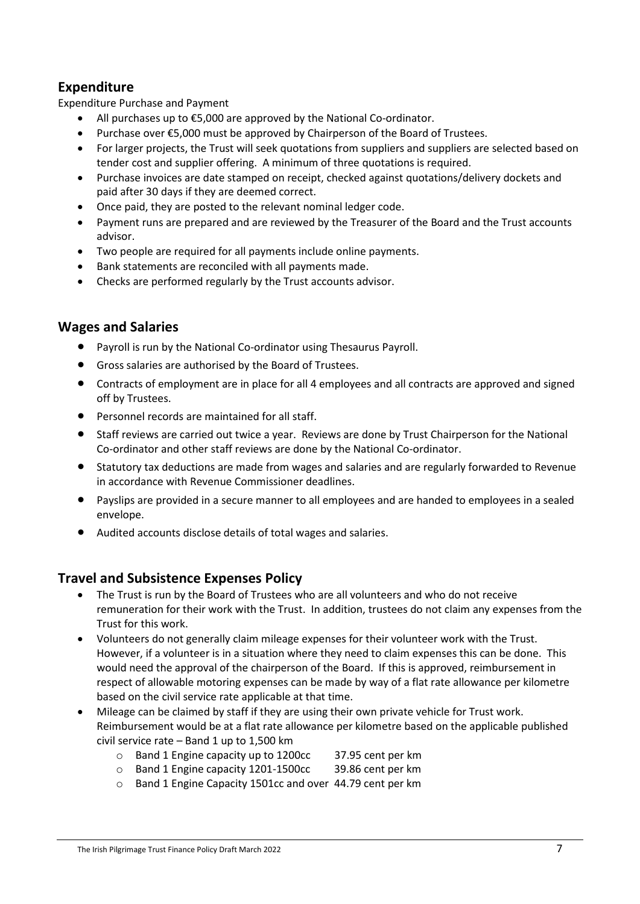## Expenditure

Expenditure Purchase and Payment

- All purchases up to €5,000 are approved by the National Co-ordinator.
- Purchase over €5,000 must be approved by Chairperson of the Board of Trustees.
- For larger projects, the Trust will seek quotations from suppliers and suppliers are selected based on tender cost and supplier offering. A minimum of three quotations is required.
- Purchase invoices are date stamped on receipt, checked against quotations/delivery dockets and paid after 30 days if they are deemed correct.
- Once paid, they are posted to the relevant nominal ledger code.
- Payment runs are prepared and are reviewed by the Treasurer of the Board and the Trust accounts advisor.
- Two people are required for all payments include online payments.
- Bank statements are reconciled with all payments made.
- Checks are performed regularly by the Trust accounts advisor.

## Wages and Salaries

- Payroll is run by the National Co-ordinator using Thesaurus Payroll.
- Gross salaries are authorised by the Board of Trustees.
- Contracts of employment are in place for all 4 employees and all contracts are approved and signed off by Trustees.
- Personnel records are maintained for all staff.
- Staff reviews are carried out twice a year. Reviews are done by Trust Chairperson for the National Co-ordinator and other staff reviews are done by the National Co-ordinator.
- Statutory tax deductions are made from wages and salaries and are regularly forwarded to Revenue in accordance with Revenue Commissioner deadlines.
- Payslips are provided in a secure manner to all employees and are handed to employees in a sealed envelope.
- Audited accounts disclose details of total wages and salaries.

## Travel and Subsistence Expenses Policy

- The Trust is run by the Board of Trustees who are all volunteers and who do not receive remuneration for their work with the Trust. In addition, trustees do not claim any expenses from the Trust for this work.
- Volunteers do not generally claim mileage expenses for their volunteer work with the Trust. However, if a volunteer is in a situation where they need to claim expenses this can be done. This would need the approval of the chairperson of the Board. If this is approved, reimbursement in respect of allowable motoring expenses can be made by way of a flat rate allowance per kilometre based on the civil service rate applicable at that time.
- Mileage can be claimed by staff if they are using their own private vehicle for Trust work. Reimbursement would be at a flat rate allowance per kilometre based on the applicable published civil service rate – Band 1 up to 1,500 km
  - Band 1 Engine capacity up to 1200cc 37.95 cent per km
  - Band 1 Engine capacity 1201-1500cc 39.86 cent per km
  - Band 1 Engine Capacity 1501cc and over 44.79 cent per km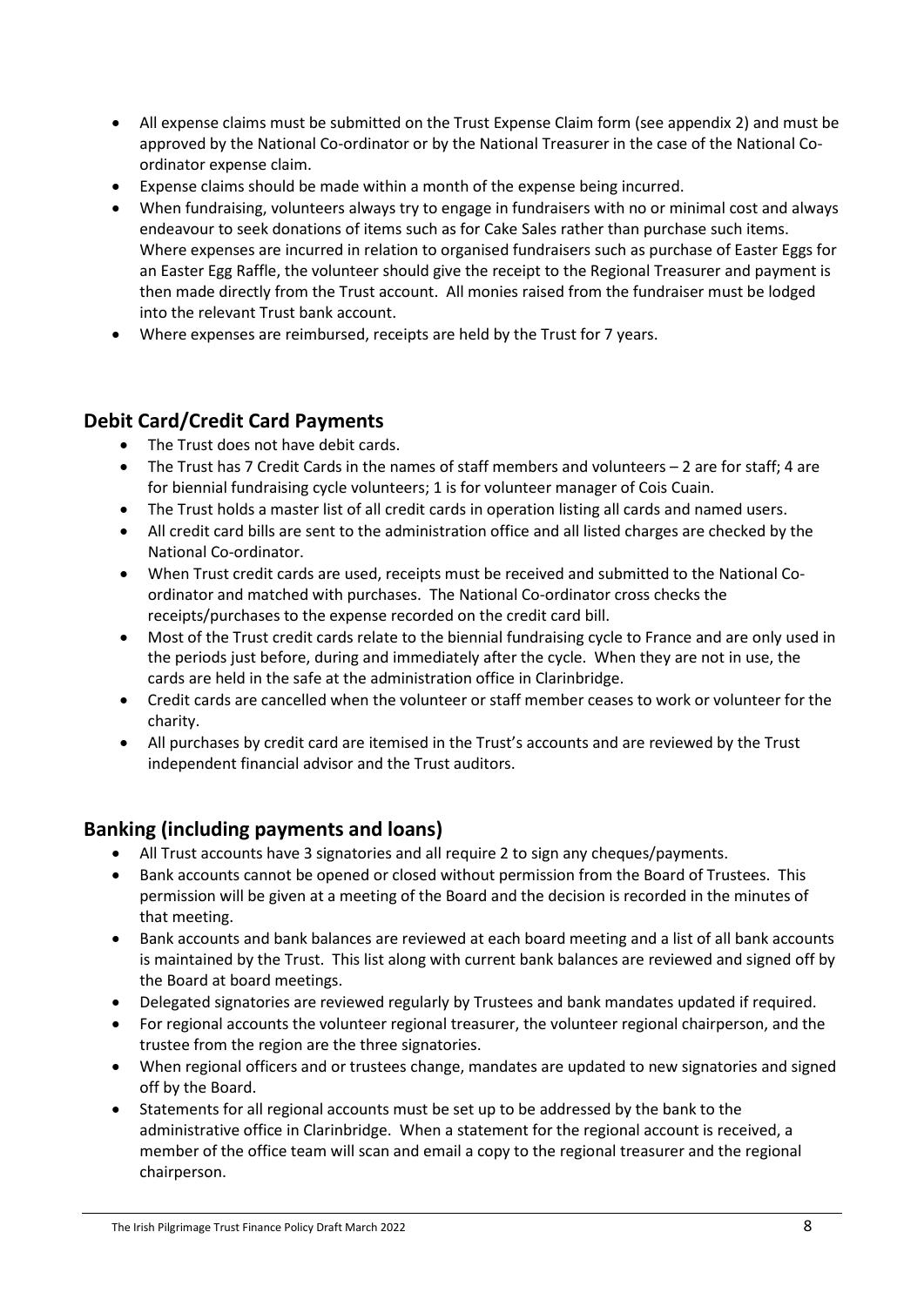- All expense claims must be submitted on the Trust Expense Claim form (see appendix 2) and must be approved by the National Co-ordinator or by the National Treasurer in the case of the National Co-ordinator expense claim.
- Expense claims should be made within a month of the expense being incurred.
- When fundraising, volunteers always try to engage in fundraisers with no or minimal cost and always endeavour to seek donations of items such as for Cake Sales rather than purchase such items. Where expenses are incurred in relation to organised fundraisers such as purchase of Easter Eggs for an Easter Egg Raffle, the volunteer should give the receipt to the Regional Treasurer and payment is then made directly from the Trust account. All monies raised from the fundraiser must be lodged into the relevant Trust bank account.
- Where expenses are reimbursed, receipts are held by the Trust for 7 years.

## Debit Card/Credit Card Payments

- The Trust does not have debit cards.
- The Trust has 7 Credit Cards in the names of staff members and volunteers – 2 are for staff; 4 are for biennial fundraising cycle volunteers; 1 is for volunteer manager of Cois Cuain.
- The Trust holds a master list of all credit cards in operation listing all cards and named users.
- All credit card bills are sent to the administration office and all listed charges are checked by the National Co-ordinator.
- When Trust credit cards are used, receipts must be received and submitted to the National Co-ordinator and matched with purchases. The National Co-ordinator cross checks the receipts/purchases to the expense recorded on the credit card bill.
- Most of the Trust credit cards relate to the biennial fundraising cycle to France and are only used in the periods just before, during and immediately after the cycle. When they are not in use, the cards are held in the safe at the administration office in Clarinbridge.
- Credit cards are cancelled when the volunteer or staff member ceases to work or volunteer for the charity.
- All purchases by credit card are itemised in the Trust's accounts and are reviewed by the Trust independent financial advisor and the Trust auditors.

## Banking (including payments and loans)

- All Trust accounts have 3 signatories and all require 2 to sign any cheques/payments.
- Bank accounts cannot be opened or closed without permission from the Board of Trustees. This permission will be given at a meeting of the Board and the decision is recorded in the minutes of that meeting.
- Bank accounts and bank balances are reviewed at each board meeting and a list of all bank accounts is maintained by the Trust. This list along with current bank balances are reviewed and signed off by the Board at board meetings.
- Delegated signatories are reviewed regularly by Trustees and bank mandates updated if required.
- For regional accounts the volunteer regional treasurer, the volunteer regional chairperson, and the trustee from the region are the three signatories.
- When regional officers and or trustees change, mandates are updated to new signatories and signed off by the Board.
- Statements for all regional accounts must be set up to be addressed by the bank to the administrative office in Clarinbridge. When a statement for the regional account is received, a member of the office team will scan and email a copy to the regional treasurer and the regional chairperson.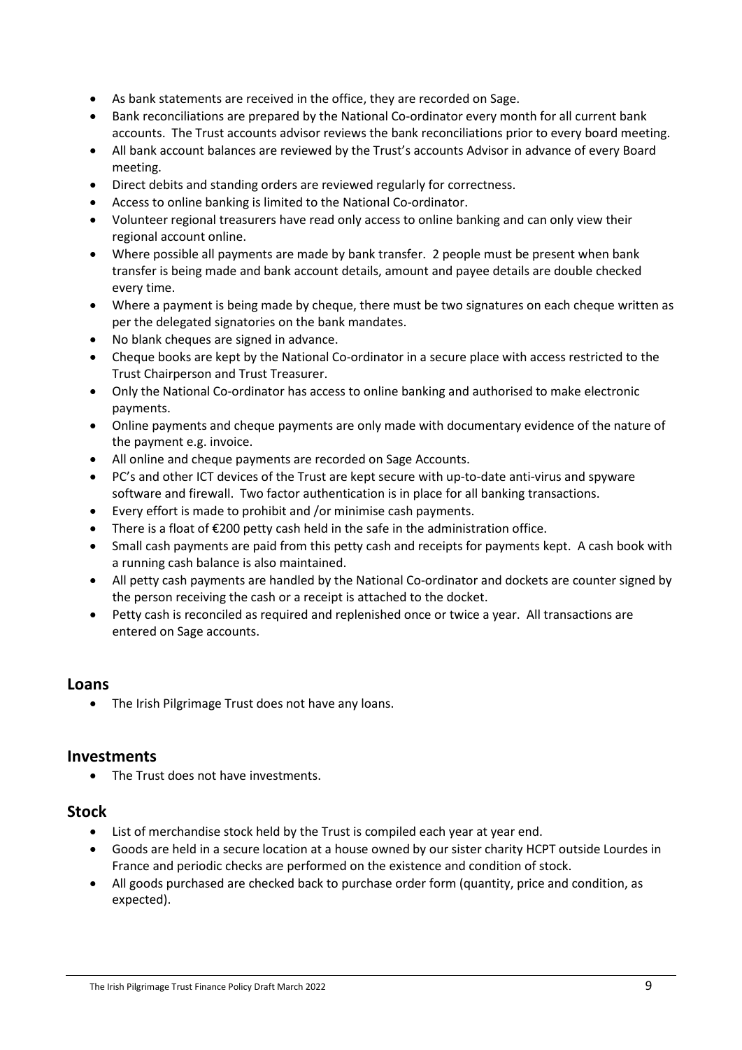- As bank statements are received in the office, they are recorded on Sage.
- Bank reconciliations are prepared by the National Co-ordinator every month for all current bank accounts. The Trust accounts advisor reviews the bank reconciliations prior to every board meeting.
- All bank account balances are reviewed by the Trust's accounts Advisor in advance of every Board meeting.
- Direct debits and standing orders are reviewed regularly for correctness.
- Access to online banking is limited to the National Co-ordinator.
- Volunteer regional treasurers have read only access to online banking and can only view their regional account online.
- Where possible all payments are made by bank transfer. 2 people must be present when bank transfer is being made and bank account details, amount and payee details are double checked every time.
- Where a payment is being made by cheque, there must be two signatures on each cheque written as per the delegated signatories on the bank mandates.
- No blank cheques are signed in advance.
- Cheque books are kept by the National Co-ordinator in a secure place with access restricted to the Trust Chairperson and Trust Treasurer.
- Only the National Co-ordinator has access to online banking and authorised to make electronic payments.
- Online payments and cheque payments are only made with documentary evidence of the nature of the payment e.g. invoice.
- All online and cheque payments are recorded on Sage Accounts.
- PC's and other ICT devices of the Trust are kept secure with up-to-date anti-virus and spyware software and firewall. Two factor authentication is in place for all banking transactions.
- Every effort is made to prohibit and /or minimise cash payments.
- There is a float of €200 petty cash held in the safe in the administration office.
- Small cash payments are paid from this petty cash and receipts for payments kept. A cash book with a running cash balance is also maintained.
- All petty cash payments are handled by the National Co-ordinator and dockets are counter signed by the person receiving the cash or a receipt is attached to the docket.
- Petty cash is reconciled as required and replenished once or twice a year. All transactions are entered on Sage accounts.

## Loans

- The Irish Pilgrimage Trust does not have any loans.

## Investments

- The Trust does not have investments.

## Stock

- List of merchandise stock held by the Trust is compiled each year at year end.
- Goods are held in a secure location at a house owned by our sister charity HCPT outside Lourdes in France and periodic checks are performed on the existence and condition of stock.
- All goods purchased are checked back to purchase order form (quantity, price and condition, as expected).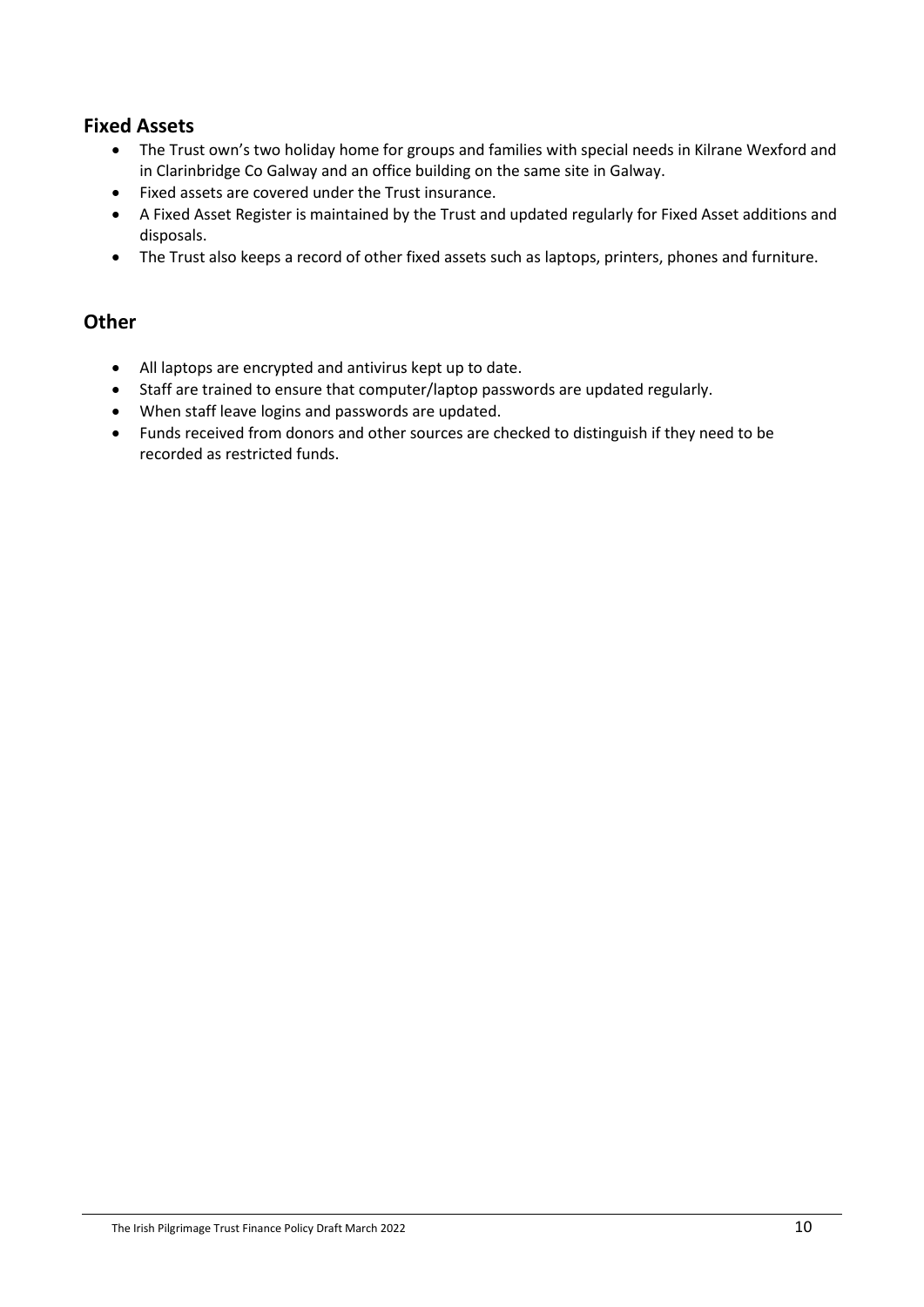## Fixed Assets

- The Trust own's two holiday home for groups and families with special needs in Kilrane Wexford and in Clarinbridge Co Galway and an office building on the same site in Galway.
- Fixed assets are covered under the Trust insurance.
- A Fixed Asset Register is maintained by the Trust and updated regularly for Fixed Asset additions and disposals.
- The Trust also keeps a record of other fixed assets such as laptops, printers, phones and furniture.

## Other

- All laptops are encrypted and antivirus kept up to date.
- Staff are trained to ensure that computer/laptop passwords are updated regularly.
- When staff leave logins and passwords are updated.
- Funds received from donors and other sources are checked to distinguish if they need to be recorded as restricted funds.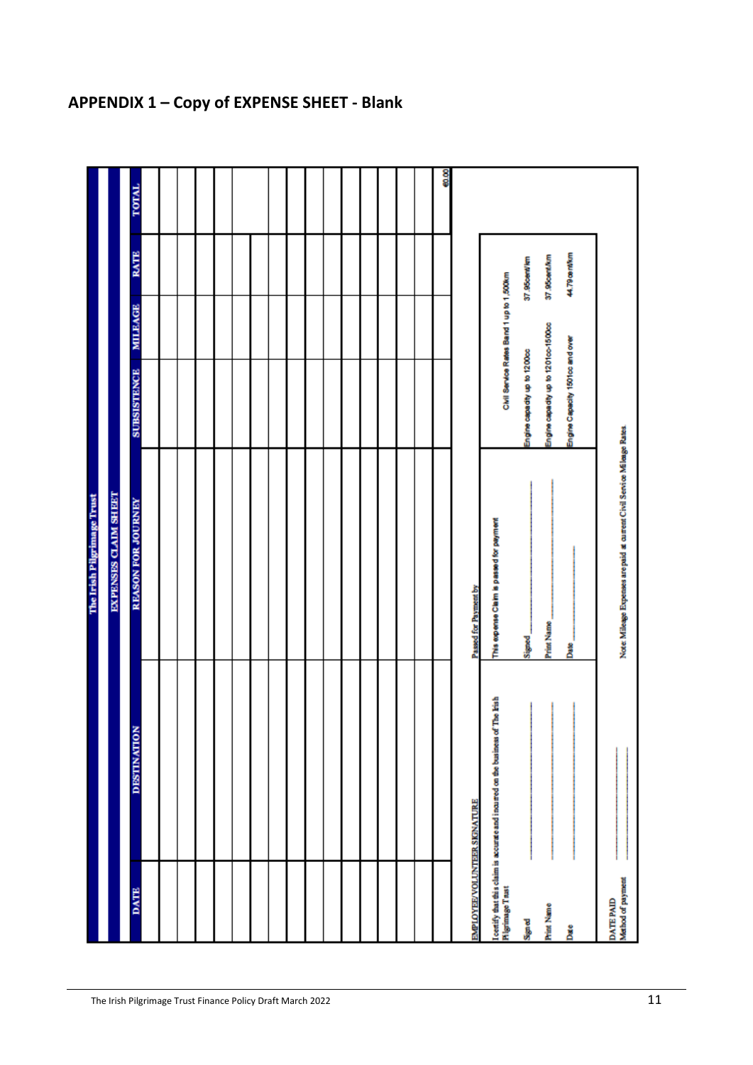## APPENDIX 1 – Copy of EXPENSE SHEET - Blank

**The Irish Pilgrimage Trust**

**EXPENSES CLAIM SHEET**

| DATE | DESTINATION | REASON FOR JOURNEY | SUBSISTENCE | MILEAGE | RATE | TOTAL |
|---|---|---|---|---|---|---|
| | | | | | | |
| | | | | | | |
| | | | | | | |
| | | | | | | |
| | | | | | | |
| | | | | | | |
| | | | | | | |
| | | | | | | |
| | | | | | | |
| | | | | | | |
| | | | | | | |
| | | | | | | |
| | | | | | | |
| | | | | | | |
| | | | | | | €0.00 |

**EMPLOYEE/VOLUNTEER SIGNATURE**

I certify that this claim is accurate and incurred on the business of The Irish Pilgrimage Trust

Signed ______________________

Print Name ______________________

Date ______________________

**Passed for Payment by**

This expense Claim is passed for payment

Signed ______________________

Print Name ______________________

Date ______________________

| Civil Service Rates Band 1 up to 1,500km | |
|---|---|
| Engine capacity up to 1200cc | 37.95cent/km |
| Engine capacity up to 1201cc-1500cc | 37.95cent/km |
| Engine Capacity 1501cc and over | 44.79cent/km |

DATE PAID ______________________

Method of payment ______________________

Note: Mileage Expenses are paid at current Civil Service Mileage Rates.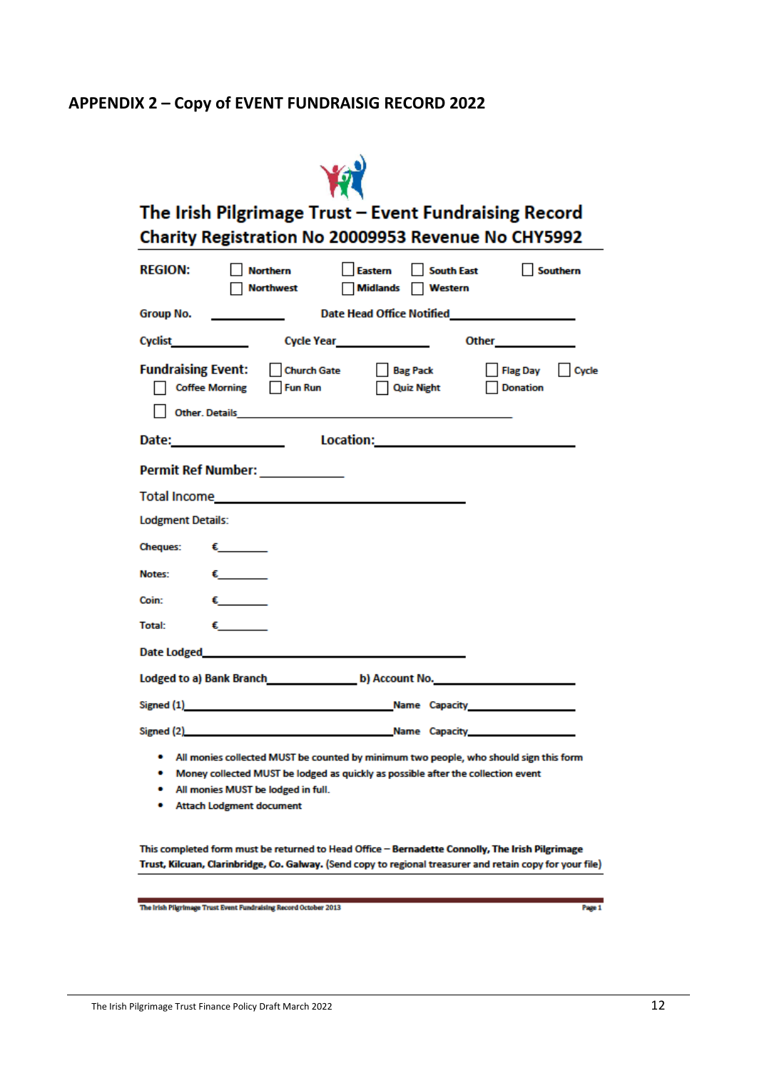## APPENDIX 2 – Copy of EVENT FUNDRAISIG RECORD 2022

# The Irish Pilgrimage Trust – Event Fundraising Record
# Charity Registration No 20009953 Revenue No CHY5992

**REGION:** ☐ Northern ☐ Eastern ☐ South East ☐ Southern ☐ Northwest ☐ Midlands ☐ Western

**Group No.** ________ **Date Head Office Notified**________________

**Cyclist**__________ **Cycle Year**__________ **Other**__________

**Fundraising Event:** ☐ Church Gate ☐ Bag Pack ☐ Flag Day ☐ Cycle ☐ Coffee Morning ☐ Fun Run ☐ Quiz Night ☐ Donation

☐ Other. Details________________________________________

**Date:**______________ **Location:**______________________

**Permit Ref Number:** __________

Total Income______________________________

Lodgment Details:

**Cheques:** €________

**Notes:** €________

**Coin:** €________

**Total:** €________

Date Lodged______________________________

Lodged to a) Bank Branch______________ b) Account No.______________

Signed (1)______________________________Name Capacity______________

Signed (2)______________________________Name Capacity______________

- All monies collected MUST be counted by minimum two people, who should sign this form
- Money collected MUST be lodged as quickly as possible after the collection event
- All monies MUST be lodged in full.
- Attach Lodgment document

This completed form must be returned to Head Office – **Bernadette Connolly, The Irish Pilgrimage Trust, Kilcuan, Clarinbridge, Co. Galway.** (Send copy to regional treasurer and retain copy for your file)

The Irish Pilgrimage Trust Event Fundraising Record October 2013 Page 1